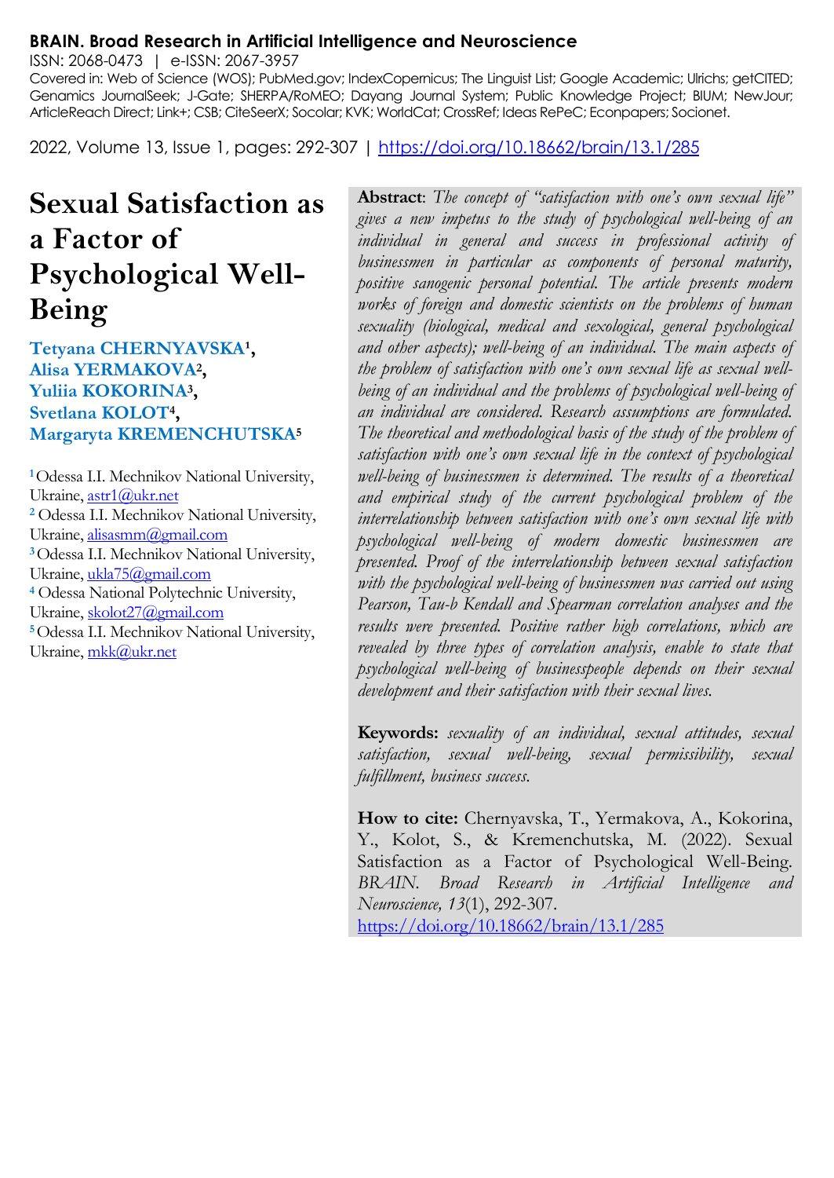# Sexual Satisfaction as a Factor of Psychological Well-Being

**Tetyana CHERNYAVSKA[1], Alisa YERMAKOVA[2], Yuliia KOKORINA[3], Svetlana KOLOT[4], Margaryta KREMENCHUTSKA[5]**

[1] Odessa I.I. Mechnikov National University, Ukraine, astr1@ukr.net
[2] Odessa I.I. Mechnikov National University, Ukraine, alisasmm@gmail.com
[3] Odessa I.I. Mechnikov National University, Ukraine, ukla75@gmail.com
[4] Odessa National Polytechnic University, Ukraine, skolot27@gmail.com
[5] Odessa I.I. Mechnikov National University, Ukraine, mkk@ukr.net

**Abstract**: *The concept of "satisfaction with one's own sexual life" gives a new impetus to the study of psychological well-being of an individual in general and success in professional activity of businessmen in particular as components of personal maturity, positive sanogenic personal potential. The article presents modern works of foreign and domestic scientists on the problems of human sexuality (biological, medical and sexological, general psychological and other aspects); well-being of an individual. The main aspects of the problem of satisfaction with one's own sexual life as sexual well-being of an individual and the problems of psychological well-being of an individual are considered. Research assumptions are formulated. The theoretical and methodological basis of the study of the problem of satisfaction with one's own sexual life in the context of psychological well-being of businessmen is determined. The results of a theoretical and empirical study of the current psychological problem of the interrelationship between satisfaction with one's own sexual life with psychological well-being of modern domestic businessmen are presented. Proof of the interrelationship between sexual satisfaction with the psychological well-being of businessmen was carried out using Pearson, Tau-b Kendall and Spearman correlation analyses and the results were presented. Positive rather high correlations, which are revealed by three types of correlation analysis, enable to state that psychological well-being of businesspeople depends on their sexual development and their satisfaction with their sexual lives.*

**Keywords:** *sexuality of an individual, sexual attitudes, sexual satisfaction, sexual well-being, sexual permissibility, sexual fulfillment, business success.*

**How to cite:** Chernyavska, T., Yermakova, A., Kokorina, Y., Kolot, S., & Kremenchutska, M. (2022). Sexual Satisfaction as a Factor of Psychological Well-Being. *BRAIN. Broad Research in Artificial Intelligence and Neuroscience, 13*(1), 292-307. https://doi.org/10.18662/brain/13.1/285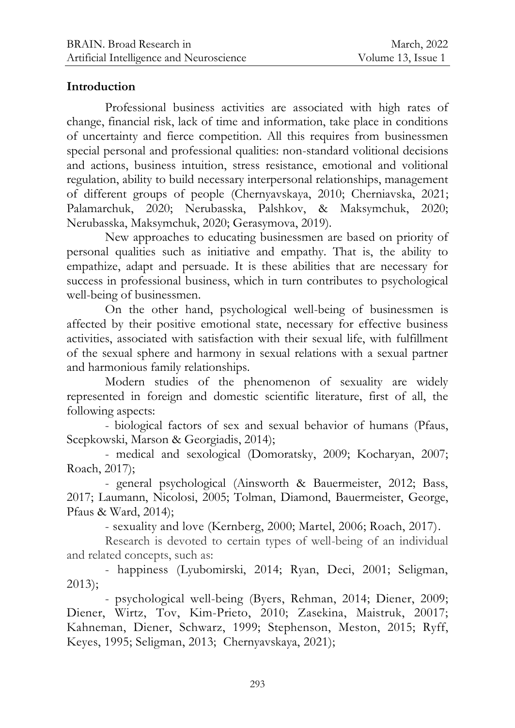## Introduction

Professional business activities are associated with high rates of change, financial risk, lack of time and information, take place in conditions of uncertainty and fierce competition. All this requires from businessmen special personal and professional qualities: non-standard volitional decisions and actions, business intuition, stress resistance, emotional and volitional regulation, ability to build necessary interpersonal relationships, management of different groups of people (Chernyavskaya, 2010; Cherniavska, 2021; Palamarchuk, 2020; Nerubasska, Palshkov, & Maksymchuk, 2020; Nerubasska, Maksymchuk, 2020; Gerasymova, 2019).

New approaches to educating businessmen are based on priority of personal qualities such as initiative and empathy. That is, the ability to empathize, adapt and persuade. It is these abilities that are necessary for success in professional business, which in turn contributes to psychological well-being of businessmen.

On the other hand, psychological well-being of businessmen is affected by their positive emotional state, necessary for effective business activities, associated with satisfaction with their sexual life, with fulfillment of the sexual sphere and harmony in sexual relations with a sexual partner and harmonious family relationships.

Modern studies of the phenomenon of sexuality are widely represented in foreign and domestic scientific literature, first of all, the following aspects:

- biological factors of sex and sexual behavior of humans (Pfaus, Scepkowski, Marson & Georgiadis, 2014);
- medical and sexological (Domoratsky, 2009; Kocharyan, 2007; Roach, 2017);
- general psychological (Ainsworth & Bauermeister, 2012; Bass, 2017; Laumann, Nicolosi, 2005; Tolman, Diamond, Bauermeister, George, Pfaus & Ward, 2014);
- sexuality and love (Kernberg, 2000; Martel, 2006; Roach, 2017).

Research is devoted to certain types of well-being of an individual and related concepts, such as:

- happiness (Lyubomirski, 2014; Ryan, Deci, 2001; Seligman, 2013);
- psychological well-being (Byers, Rehman, 2014; Diener, 2009; Diener, Wirtz, Tov, Kim-Prieto, 2010; Zasekina, Maistruk, 20017; Kahneman, Diener, Schwarz, 1999; Stephenson, Meston, 2015; Ryff, Keyes, 1995; Seligman, 2013; Chernyavskaya, 2021);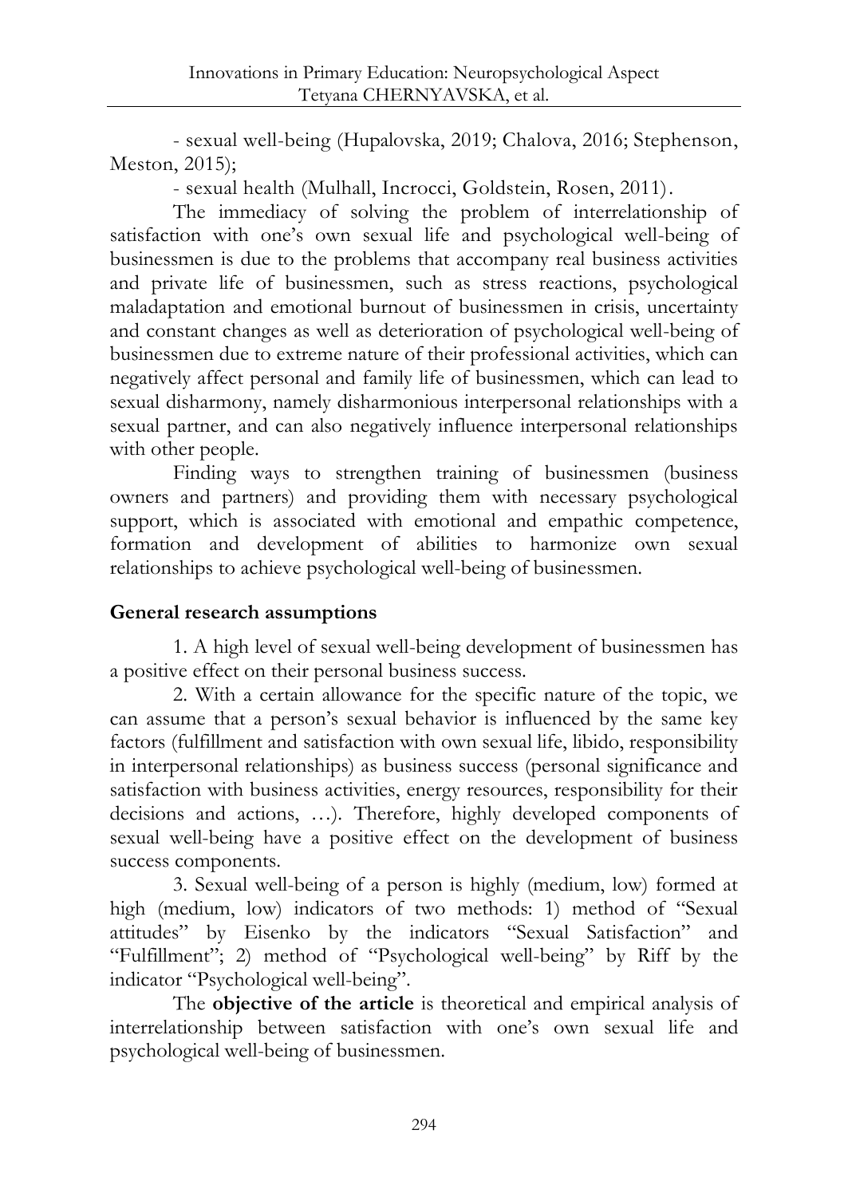- sexual well-being (Hupalovska, 2019; Chalova, 2016; Stephenson, Meston, 2015);

- sexual health (Mulhall, Incrocci, Goldstein, Rosen, 2011).

The immediacy of solving the problem of interrelationship of satisfaction with one's own sexual life and psychological well-being of businessmen is due to the problems that accompany real business activities and private life of businessmen, such as stress reactions, psychological maladaptation and emotional burnout of businessmen in crisis, uncertainty and constant changes as well as deterioration of psychological well-being of businessmen due to extreme nature of their professional activities, which can negatively affect personal and family life of businessmen, which can lead to sexual disharmony, namely disharmonious interpersonal relationships with a sexual partner, and can also negatively influence interpersonal relationships with other people.

Finding ways to strengthen training of businessmen (business owners and partners) and providing them with necessary psychological support, which is associated with emotional and empathic competence, formation and development of abilities to harmonize own sexual relationships to achieve psychological well-being of businessmen.

## General research assumptions

1. A high level of sexual well-being development of businessmen has a positive effect on their personal business success.

2. With a certain allowance for the specific nature of the topic, we can assume that a person's sexual behavior is influenced by the same key factors (fulfillment and satisfaction with own sexual life, libido, responsibility in interpersonal relationships) as business success (personal significance and satisfaction with business activities, energy resources, responsibility for their decisions and actions, …). Therefore, highly developed components of sexual well-being have a positive effect on the development of business success components.

3. Sexual well-being of a person is highly (medium, low) formed at high (medium, low) indicators of two methods: 1) method of "Sexual attitudes" by Eisenko by the indicators "Sexual Satisfaction" and "Fulfillment"; 2) method of "Psychological well-being" by Riff by the indicator "Psychological well-being".

The **objective of the article** is theoretical and empirical analysis of interrelationship between satisfaction with one's own sexual life and psychological well-being of businessmen.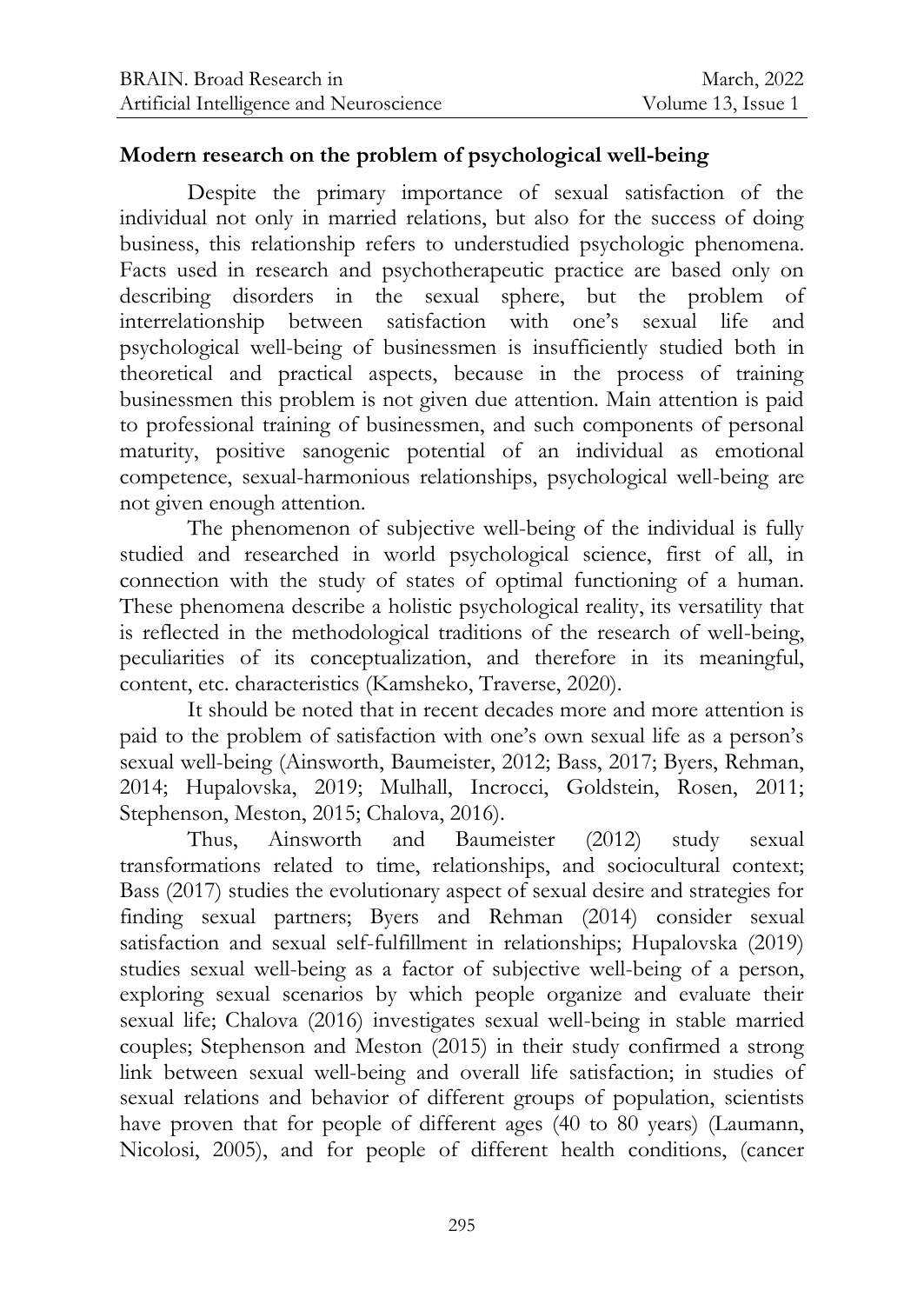## Modern research on the problem of psychological well-being

Despite the primary importance of sexual satisfaction of the individual not only in married relations, but also for the success of doing business, this relationship refers to understudied psychologic phenomena. Facts used in research and psychotherapeutic practice are based only on describing disorders in the sexual sphere, but the problem of interrelationship between satisfaction with one's sexual life and psychological well-being of businessmen is insufficiently studied both in theoretical and practical aspects, because in the process of training businessmen this problem is not given due attention. Main attention is paid to professional training of businessmen, and such components of personal maturity, positive sanogenic potential of an individual as emotional competence, sexual-harmonious relationships, psychological well-being are not given enough attention.

The phenomenon of subjective well-being of the individual is fully studied and researched in world psychological science, first of all, in connection with the study of states of optimal functioning of a human. These phenomena describe a holistic psychological reality, its versatility that is reflected in the methodological traditions of the research of well-being, peculiarities of its conceptualization, and therefore in its meaningful, content, etc. characteristics (Kamsheko, Traverse, 2020).

It should be noted that in recent decades more and more attention is paid to the problem of satisfaction with one's own sexual life as a person's sexual well-being (Ainsworth, Baumeister, 2012; Bass, 2017; Byers, Rehman, 2014; Hupalovska, 2019; Mulhall, Incrocci, Goldstein, Rosen, 2011; Stephenson, Meston, 2015; Chalova, 2016).

Thus, Ainsworth and Baumeister (2012) study sexual transformations related to time, relationships, and sociocultural context; Bass (2017) studies the evolutionary aspect of sexual desire and strategies for finding sexual partners; Byers and Rehman (2014) consider sexual satisfaction and sexual self-fulfillment in relationships; Hupalovska (2019) studies sexual well-being as a factor of subjective well-being of a person, exploring sexual scenarios by which people organize and evaluate their sexual life; Chalova (2016) investigates sexual well-being in stable married couples; Stephenson and Meston (2015) in their study confirmed a strong link between sexual well-being and overall life satisfaction; in studies of sexual relations and behavior of different groups of population, scientists have proven that for people of different ages (40 to 80 years) (Laumann, Nicolosi, 2005), and for people of different health conditions, (cancer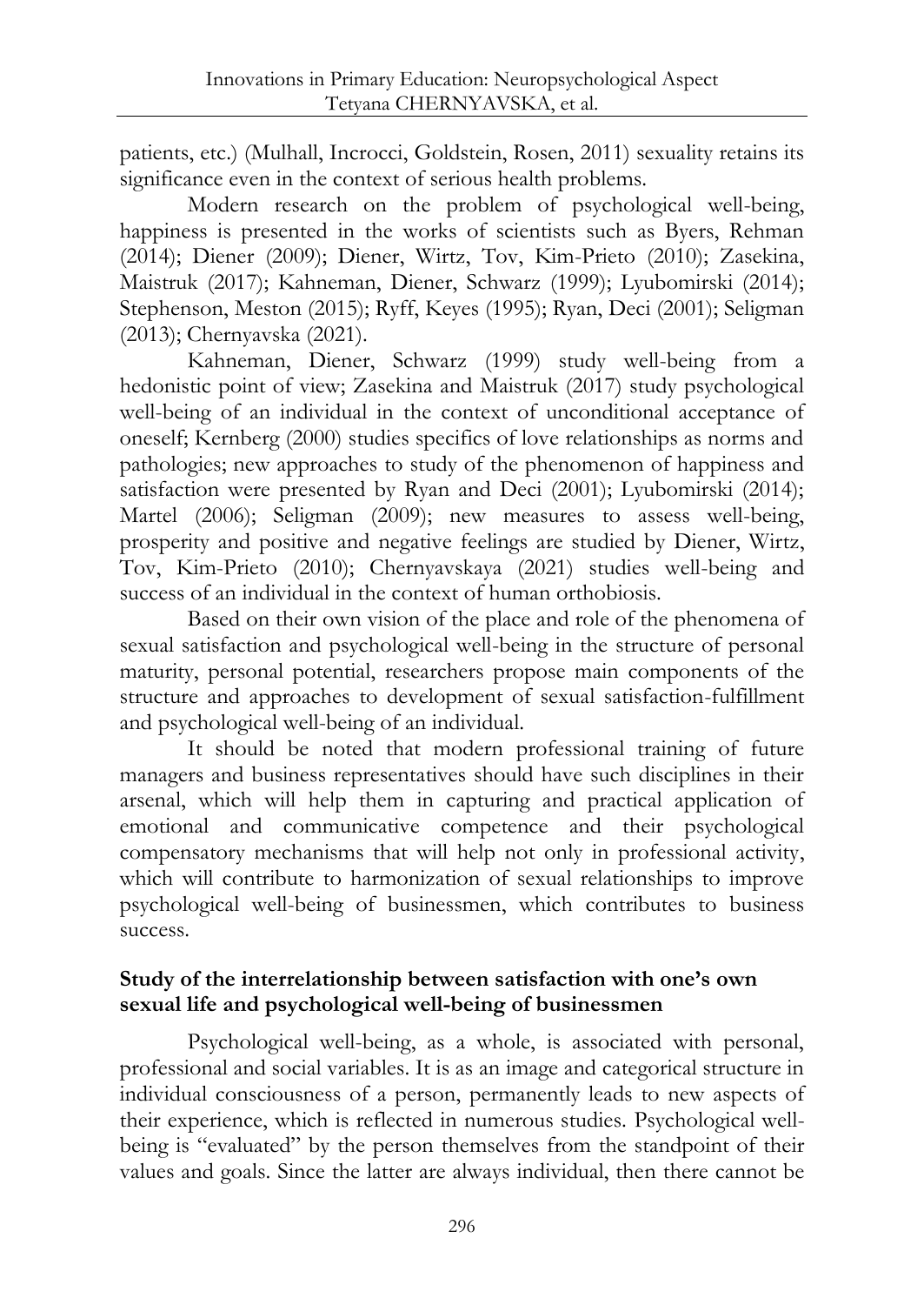patients, etc.) (Mulhall, Incrocci, Goldstein, Rosen, 2011) sexuality retains its significance even in the context of serious health problems.

Modern research on the problem of psychological well-being, happiness is presented in the works of scientists such as Byers, Rehman (2014); Diener (2009); Diener, Wirtz, Tov, Kim-Prieto (2010); Zasekina, Maistruk (2017); Kahneman, Diener, Schwarz (1999); Lyubomirski (2014); Stephenson, Meston (2015); Ryff, Keyes (1995); Ryan, Deci (2001); Seligman (2013); Chernyavska (2021).

Kahneman, Diener, Schwarz (1999) study well-being from a hedonistic point of view; Zasekina and Maistruk (2017) study psychological well-being of an individual in the context of unconditional acceptance of oneself; Kernberg (2000) studies specifics of love relationships as norms and pathologies; new approaches to study of the phenomenon of happiness and satisfaction were presented by Ryan and Deci (2001); Lyubomirski (2014); Martel (2006); Seligman (2009); new measures to assess well-being, prosperity and positive and negative feelings are studied by Diener, Wirtz, Tov, Kim-Prieto (2010); Chernyavskaya (2021) studies well-being and success of an individual in the context of human orthobiosis.

Based on their own vision of the place and role of the phenomena of sexual satisfaction and psychological well-being in the structure of personal maturity, personal potential, researchers propose main components of the structure and approaches to development of sexual satisfaction-fulfillment and psychological well-being of an individual.

It should be noted that modern professional training of future managers and business representatives should have such disciplines in their arsenal, which will help them in capturing and practical application of emotional and communicative competence and their psychological compensatory mechanisms that will help not only in professional activity, which will contribute to harmonization of sexual relationships to improve psychological well-being of businessmen, which contributes to business success.

## Study of the interrelationship between satisfaction with one's own sexual life and psychological well-being of businessmen

Psychological well-being, as a whole, is associated with personal, professional and social variables. It is as an image and categorical structure in individual consciousness of a person, permanently leads to new aspects of their experience, which is reflected in numerous studies. Psychological well-being is "evaluated" by the person themselves from the standpoint of their values and goals. Since the latter are always individual, then there cannot be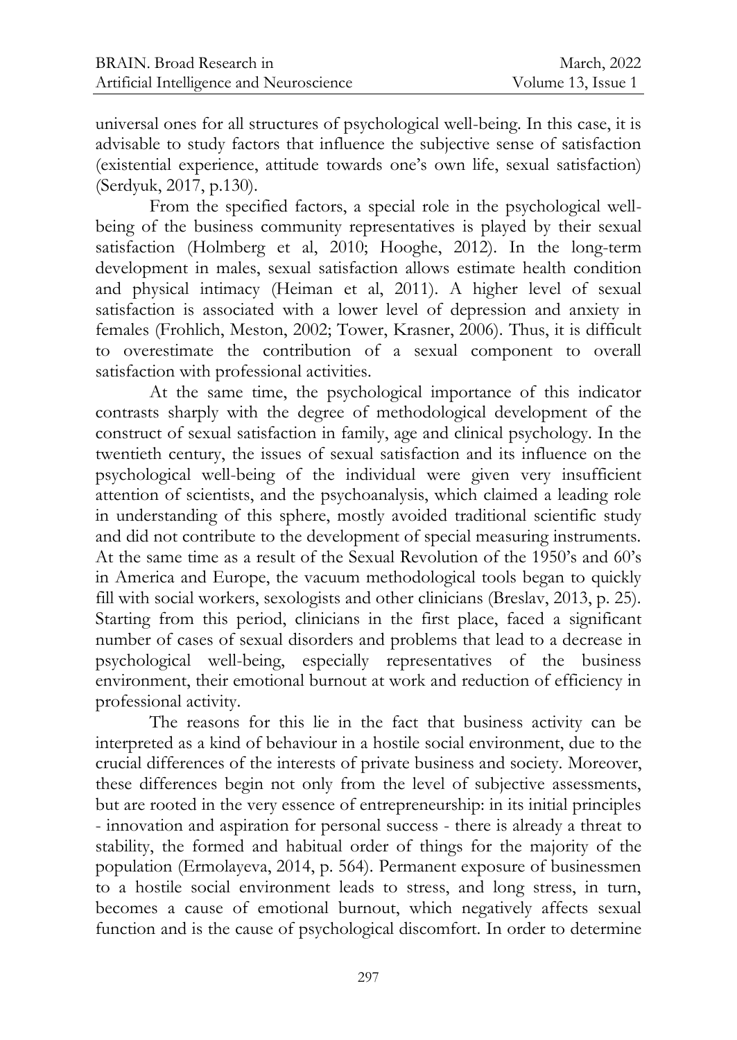universal ones for all structures of psychological well-being. In this case, it is advisable to study factors that influence the subjective sense of satisfaction (existential experience, attitude towards one's own life, sexual satisfaction) (Serdyuk, 2017, p.130).

From the specified factors, a special role in the psychological well-being of the business community representatives is played by their sexual satisfaction (Holmberg et al, 2010; Hooghe, 2012). In the long-term development in males, sexual satisfaction allows estimate health condition and physical intimacy (Heiman et al, 2011). A higher level of sexual satisfaction is associated with a lower level of depression and anxiety in females (Frohlich, Meston, 2002; Tower, Krasner, 2006). Thus, it is difficult to overestimate the contribution of a sexual component to overall satisfaction with professional activities.

At the same time, the psychological importance of this indicator contrasts sharply with the degree of methodological development of the construct of sexual satisfaction in family, age and clinical psychology. In the twentieth century, the issues of sexual satisfaction and its influence on the psychological well-being of the individual were given very insufficient attention of scientists, and the psychoanalysis, which claimed a leading role in understanding of this sphere, mostly avoided traditional scientific study and did not contribute to the development of special measuring instruments. At the same time as a result of the Sexual Revolution of the 1950's and 60's in America and Europe, the vacuum methodological tools began to quickly fill with social workers, sexologists and other clinicians (Breslav, 2013, p. 25). Starting from this period, clinicians in the first place, faced a significant number of cases of sexual disorders and problems that lead to a decrease in psychological well-being, especially representatives of the business environment, their emotional burnout at work and reduction of efficiency in professional activity.

The reasons for this lie in the fact that business activity can be interpreted as a kind of behaviour in a hostile social environment, due to the crucial differences of the interests of private business and society. Moreover, these differences begin not only from the level of subjective assessments, but are rooted in the very essence of entrepreneurship: in its initial principles - innovation and aspiration for personal success - there is already a threat to stability, the formed and habitual order of things for the majority of the population (Ermolayeva, 2014, p. 564). Permanent exposure of businessmen to a hostile social environment leads to stress, and long stress, in turn, becomes a cause of emotional burnout, which negatively affects sexual function and is the cause of psychological discomfort. In order to determine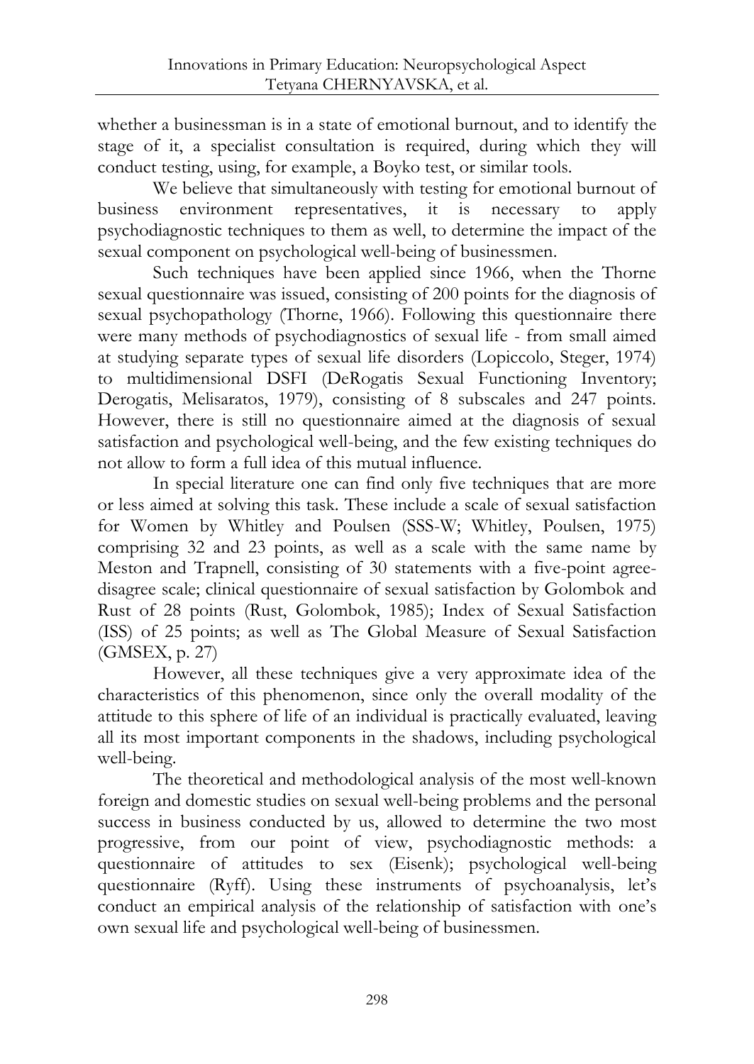whether a businessman is in a state of emotional burnout, and to identify the stage of it, a specialist consultation is required, during which they will conduct testing, using, for example, a Boyko test, or similar tools.

We believe that simultaneously with testing for emotional burnout of business environment representatives, it is necessary to apply psychodiagnostic techniques to them as well, to determine the impact of the sexual component on psychological well-being of businessmen.

Such techniques have been applied since 1966, when the Thorne sexual questionnaire was issued, consisting of 200 points for the diagnosis of sexual psychopathology (Thorne, 1966). Following this questionnaire there were many methods of psychodiagnostics of sexual life - from small aimed at studying separate types of sexual life disorders (Lopiccolo, Steger, 1974) to multidimensional DSFI (DeRogatis Sexual Functioning Inventory; Derogatis, Melisaratos, 1979), consisting of 8 subscales and 247 points. However, there is still no questionnaire aimed at the diagnosis of sexual satisfaction and psychological well-being, and the few existing techniques do not allow to form a full idea of this mutual influence.

In special literature one can find only five techniques that are more or less aimed at solving this task. These include a scale of sexual satisfaction for Women by Whitley and Poulsen (SSS-W; Whitley, Poulsen, 1975) comprising 32 and 23 points, as well as a scale with the same name by Meston and Trapnell, consisting of 30 statements with a five-point agree-disagree scale; clinical questionnaire of sexual satisfaction by Golombok and Rust of 28 points (Rust, Golombok, 1985); Index of Sexual Satisfaction (ISS) of 25 points; as well as The Global Measure of Sexual Satisfaction (GMSEX, p. 27)

However, all these techniques give a very approximate idea of the characteristics of this phenomenon, since only the overall modality of the attitude to this sphere of life of an individual is practically evaluated, leaving all its most important components in the shadows, including psychological well-being.

The theoretical and methodological analysis of the most well-known foreign and domestic studies on sexual well-being problems and the personal success in business conducted by us, allowed to determine the two most progressive, from our point of view, psychodiagnostic methods: a questionnaire of attitudes to sex (Eisenk); psychological well-being questionnaire (Ryff). Using these instruments of psychoanalysis, let's conduct an empirical analysis of the relationship of satisfaction with one's own sexual life and psychological well-being of businessmen.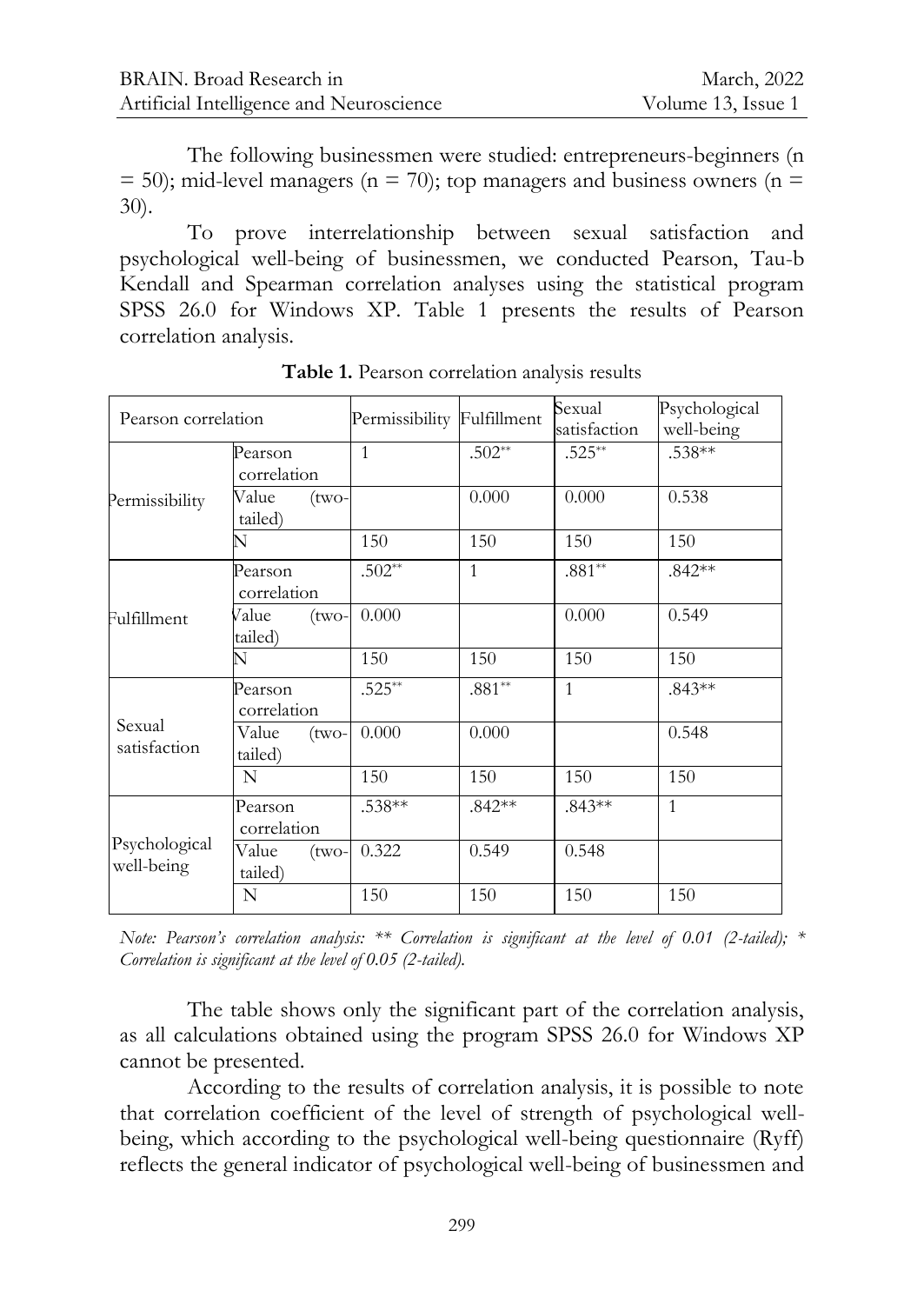The following businessmen were studied: entrepreneurs-beginners (n = 50); mid-level managers (n = 70); top managers and business owners (n = 30).

To prove interrelationship between sexual satisfaction and psychological well-being of businessmen, we conducted Pearson, Tau-b Kendall and Spearman correlation analyses using the statistical program SPSS 26.0 for Windows XP. Table 1 presents the results of Pearson correlation analysis.

**Table 1.** Pearson correlation analysis results

| Pearson correlation | | Permissibility | Fulfillment | Sexual satisfaction | Psychological well-being |
|---|---|---|---|---|---|
| Permissibility | Pearson correlation | 1 | .502** | .525** | .538** |
| | Value (two-tailed) | | 0.000 | 0.000 | 0.538 |
| | N | 150 | 150 | 150 | 150 |
| Fulfillment | Pearson correlation | .502** | 1 | .881** | .842** |
| | Value (two-tailed) | 0.000 | | 0.000 | 0.549 |
| | N | 150 | 150 | 150 | 150 |
| Sexual satisfaction | Pearson correlation | .525** | .881** | 1 | .843** |
| | Value (two-tailed) | 0.000 | 0.000 | | 0.548 |
| | N | 150 | 150 | 150 | 150 |
| Psychological well-being | Pearson correlation | .538** | .842** | .843** | 1 |
| | Value (two-tailed) | 0.322 | 0.549 | 0.548 | |
| | N | 150 | 150 | 150 | 150 |

*Note: Pearson's correlation analysis: ** Correlation is significant at the level of 0.01 (2-tailed); * Correlation is significant at the level of 0.05 (2-tailed).*

The table shows only the significant part of the correlation analysis, as all calculations obtained using the program SPSS 26.0 for Windows XP cannot be presented.

According to the results of correlation analysis, it is possible to note that correlation coefficient of the level of strength of psychological well-being, which according to the psychological well-being questionnaire (Ryff) reflects the general indicator of psychological well-being of businessmen and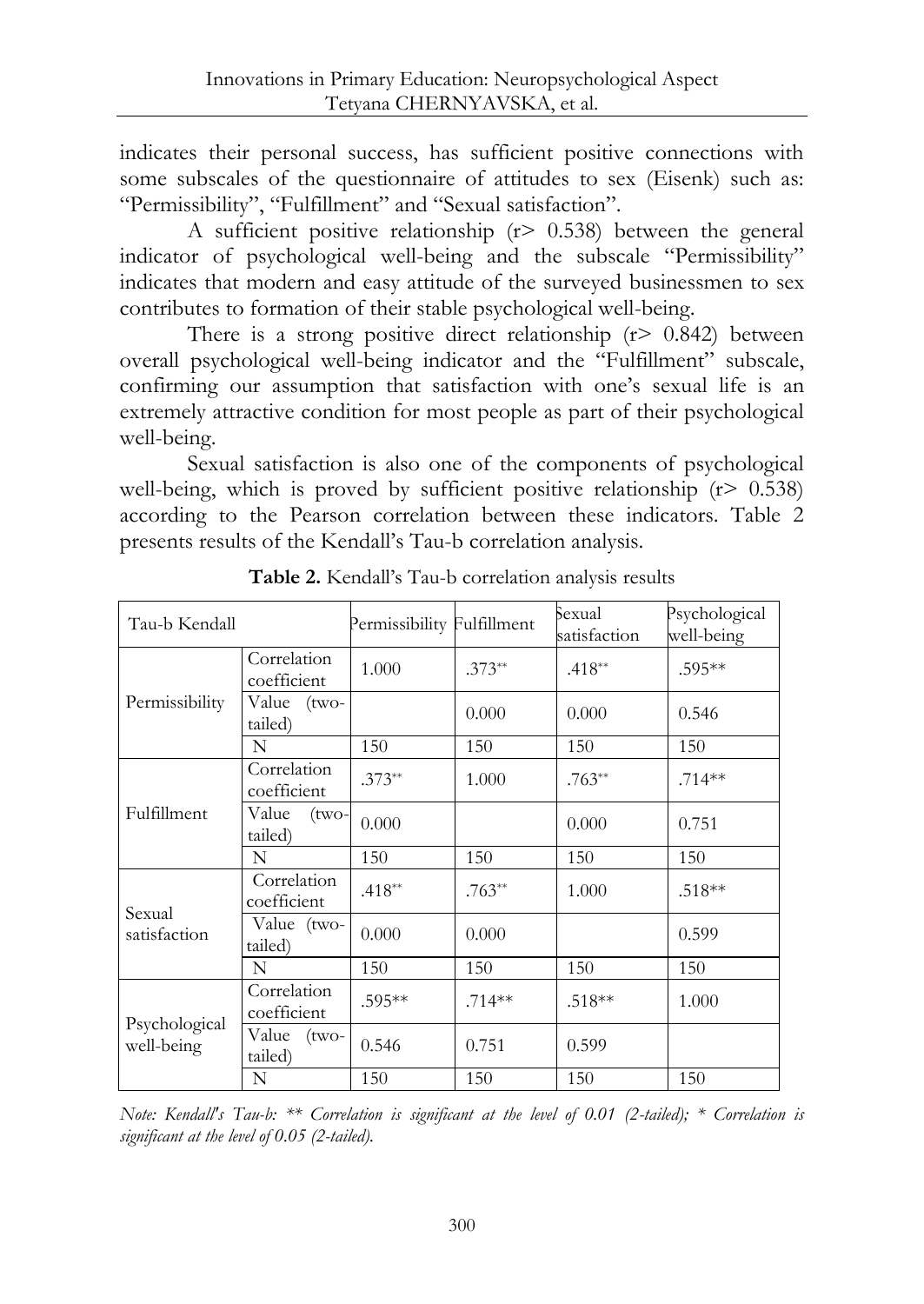indicates their personal success, has sufficient positive connections with some subscales of the questionnaire of attitudes to sex (Eisenk) such as: "Permissibility", "Fulfillment" and "Sexual satisfaction".

A sufficient positive relationship ($r > 0.538$) between the general indicator of psychological well-being and the subscale "Permissibility" indicates that modern and easy attitude of the surveyed businessmen to sex contributes to formation of their stable psychological well-being.

There is a strong positive direct relationship ($r > 0.842$) between overall psychological well-being indicator and the "Fulfillment" subscale, confirming our assumption that satisfaction with one's sexual life is an extremely attractive condition for most people as part of their psychological well-being.

Sexual satisfaction is also one of the components of psychological well-being, which is proved by sufficient positive relationship ($r > 0.538$) according to the Pearson correlation between these indicators. Table 2 presents results of the Kendall's Tau-b correlation analysis.

**Table 2.** Kendall's Tau-b correlation analysis results

| Tau-b Kendall | | Permissibility | Fulfillment | Sexual satisfaction | Psychological well-being |
|---|---|---|---|---|---|
| Permissibility | Correlation coefficient | 1.000 | .373** | .418** | .595** |
| | Value (two-tailed) | | 0.000 | 0.000 | 0.546 |
| | N | 150 | 150 | 150 | 150 |
| Fulfillment | Correlation coefficient | .373** | 1.000 | .763** | .714** |
| | Value (two-tailed) | 0.000 | | 0.000 | 0.751 |
| | N | 150 | 150 | 150 | 150 |
| Sexual satisfaction | Correlation coefficient | .418** | .763** | 1.000 | .518** |
| | Value (two-tailed) | 0.000 | 0.000 | | 0.599 |
| | N | 150 | 150 | 150 | 150 |
| Psychological well-being | Correlation coefficient | .595** | .714** | .518** | 1.000 |
| | Value (two-tailed) | 0.546 | 0.751 | 0.599 | |
| | N | 150 | 150 | 150 | 150 |

*Note: Kendall's Tau-b: ** Correlation is significant at the level of 0.01 (2-tailed); * Correlation is significant at the level of 0.05 (2-tailed).*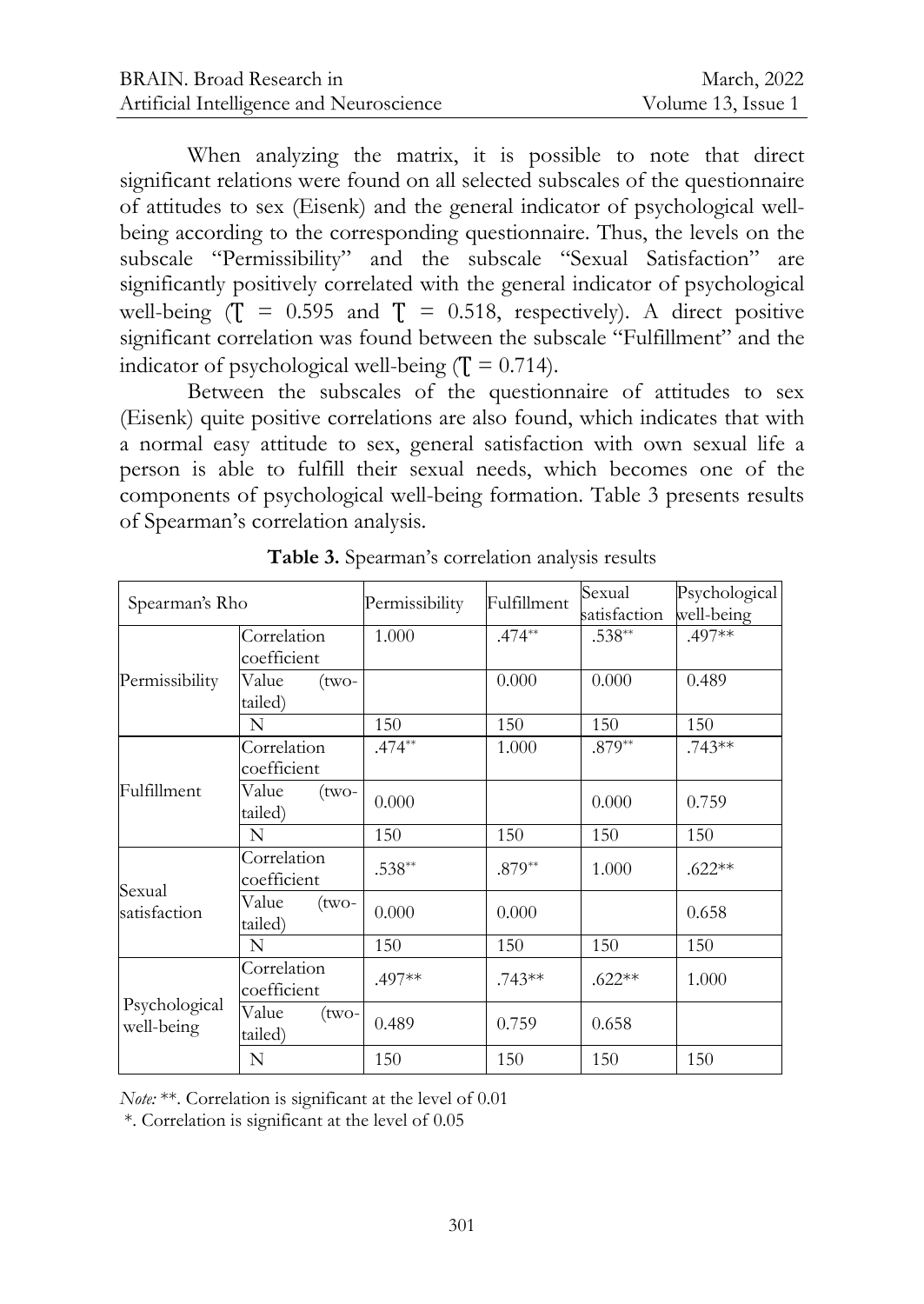When analyzing the matrix, it is possible to note that direct significant relations were found on all selected subscales of the questionnaire of attitudes to sex (Eisenk) and the general indicator of psychological well-being according to the corresponding questionnaire. Thus, the levels on the subscale "Permissibility" and the subscale "Sexual Satisfaction" are significantly positively correlated with the general indicator of psychological well-being ($\tau$ = 0.595 and $\tau$ = 0.518, respectively). A direct positive significant correlation was found between the subscale "Fulfillment" and the indicator of psychological well-being ($\tau$ = 0.714).

Between the subscales of the questionnaire of attitudes to sex (Eisenk) quite positive correlations are also found, which indicates that with a normal easy attitude to sex, general satisfaction with own sexual life a person is able to fulfill their sexual needs, which becomes one of the components of psychological well-being formation. Table 3 presents results of Spearman's correlation analysis.

**Table 3.** Spearman's correlation analysis results

| Spearman's Rho | | Permissibility | Fulfillment | Sexual satisfaction | Psychological well-being |
|---|---|---|---|---|---|
| Permissibility | Correlation coefficient | 1.000 | .474** | .538** | .497** |
| | Value (two-tailed) | | 0.000 | 0.000 | 0.489 |
| | N | 150 | 150 | 150 | 150 |
| Fulfillment | Correlation coefficient | .474** | 1.000 | .879** | .743** |
| | Value (two-tailed) | 0.000 | | 0.000 | 0.759 |
| | N | 150 | 150 | 150 | 150 |
| Sexual satisfaction | Correlation coefficient | .538** | .879** | 1.000 | .622** |
| | Value (two-tailed) | 0.000 | 0.000 | | 0.658 |
| | N | 150 | 150 | 150 | 150 |
| Psychological well-being | Correlation coefficient | .497** | .743** | .622** | 1.000 |
| | Value (two-tailed) | 0.489 | 0.759 | 0.658 | |
| | N | 150 | 150 | 150 | 150 |

*Note:* **. Correlation is significant at the level of 0.01
*. Correlation is significant at the level of 0.05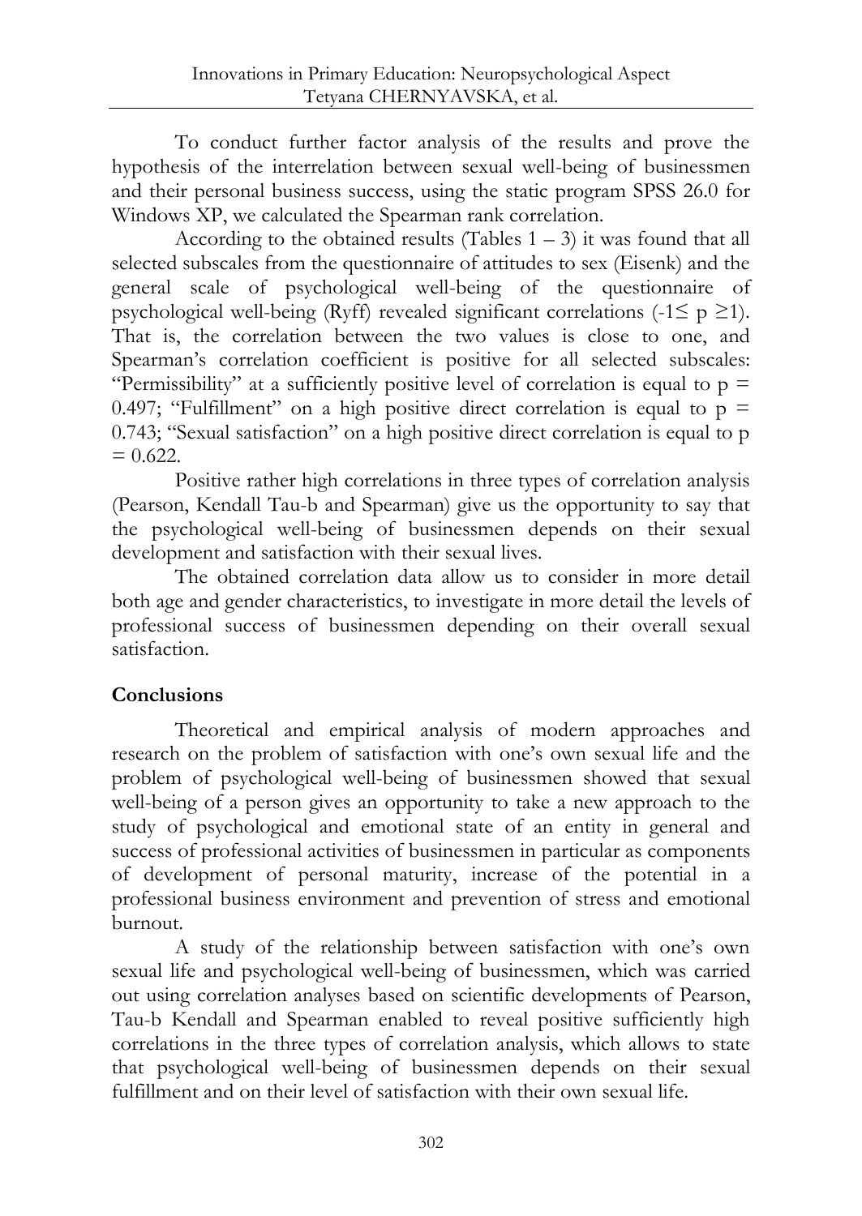To conduct further factor analysis of the results and prove the hypothesis of the interrelation between sexual well-being of businessmen and their personal business success, using the static program SPSS 26.0 for Windows XP, we calculated the Spearman rank correlation.

According to the obtained results (Tables 1 – 3) it was found that all selected subscales from the questionnaire of attitudes to sex (Eisenk) and the general scale of psychological well-being of the questionnaire of psychological well-being (Ryff) revealed significant correlations ($-1 \leq p \geq 1$). That is, the correlation between the two values is close to one, and Spearman's correlation coefficient is positive for all selected subscales: "Permissibility" at a sufficiently positive level of correlation is equal to $p = 0.497$; "Fulfillment" on a high positive direct correlation is equal to $p = 0.743$; "Sexual satisfaction" on a high positive direct correlation is equal to $p = 0.622$.

Positive rather high correlations in three types of correlation analysis (Pearson, Kendall Tau-b and Spearman) give us the opportunity to say that the psychological well-being of businessmen depends on their sexual development and satisfaction with their sexual lives.

The obtained correlation data allow us to consider in more detail both age and gender characteristics, to investigate in more detail the levels of professional success of businessmen depending on their overall sexual satisfaction.

## Conclusions

Theoretical and empirical analysis of modern approaches and research on the problem of satisfaction with one's own sexual life and the problem of psychological well-being of businessmen showed that sexual well-being of a person gives an opportunity to take a new approach to the study of psychological and emotional state of an entity in general and success of professional activities of businessmen in particular as components of development of personal maturity, increase of the potential in a professional business environment and prevention of stress and emotional burnout.

A study of the relationship between satisfaction with one's own sexual life and psychological well-being of businessmen, which was carried out using correlation analyses based on scientific developments of Pearson, Tau-b Kendall and Spearman enabled to reveal positive sufficiently high correlations in the three types of correlation analysis, which allows to state that psychological well-being of businessmen depends on their sexual fulfillment and on their level of satisfaction with their own sexual life.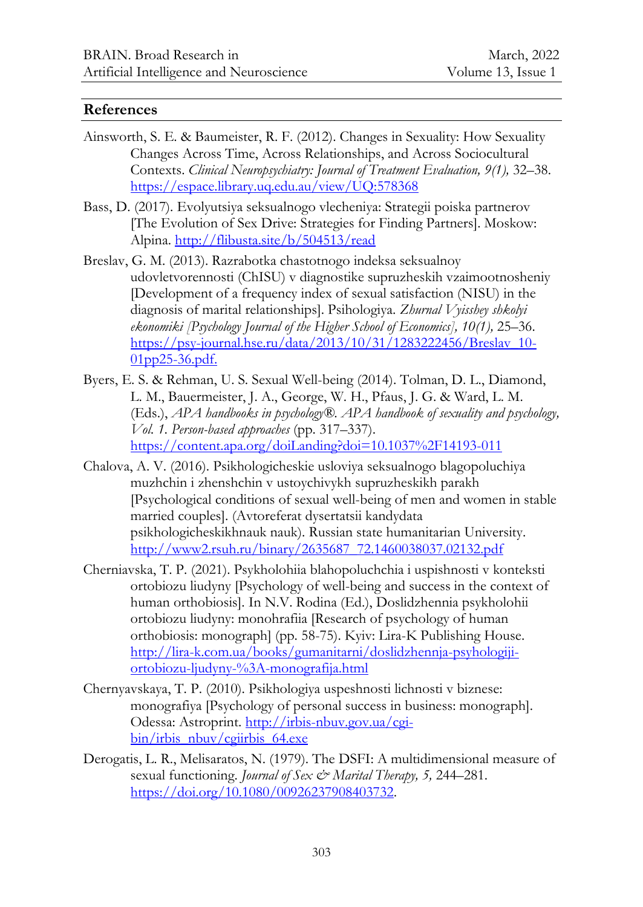## References

Ainsworth, S. E. & Baumeister, R. F. (2012). Changes in Sexuality: How Sexuality Changes Across Time, Across Relationships, and Across Sociocultural Contexts. *Clinical Neuropsychiatry: Journal of Treatment Evaluation, 9(1),* 32–38. https://espace.library.uq.edu.au/view/UQ:578368

Bass, D. (2017). Evolyutsiya seksualnogo vlecheniya: Strategii poiska partnerov [The Evolution of Sex Drive: Strategies for Finding Partners]. Moskow: Alpina. http://flibusta.site/b/504513/read

Breslav, G. M. (2013). Razrabotka chastotnogo indeksa seksualnoy udovletvorennosti (ChISU) v diagnostike supruzheskih vzaimootnosheniy [Development of a frequency index of sexual satisfaction (NISU) in the diagnosis of marital relationships]. Psihologiya. *Zhurnal Vyisshey shkolyi ekonomiki [Psychology Journal of the Higher School of Economics], 10(1),* 25–36. https://psy-journal.hse.ru/data/2013/10/31/1283222456/Breslav_10-01pp25-36.pdf.

Byers, E. S. & Rehman, U. S. Sexual Well-being (2014). Tolman, D. L., Diamond, L. M., Bauermeister, J. A., George, W. H., Pfaus, J. G. & Ward, L. M. (Eds.), *APA handbooks in psychology®. APA handbook of sexuality and psychology, Vol. 1. Person-based approaches* (pp. 317–337). https://content.apa.org/doiLanding?doi=10.1037%2F14193-011

Chalova, A. V. (2016). Psikhologicheskie usloviya seksualnogo blagopoluchiya muzhchin i zhenshchin v ustoychivykh supruzheskikh parakh [Psychological conditions of sexual well-being of men and women in stable married couples]. (Avtoreferat dysertatsii kandydata psikhologicheskikhnauk nauk). Russian state humanitarian University. http://www2.rsuh.ru/binary/2635687_72.1460038037.02132.pdf

Cherniavska, T. P. (2021). Psykholohiia blahopoluchchia i uspishnosti v konteksti ortobiozu liudyny [Psychology of well-being and success in the context of human orthobiosis]. In N.V. Rodina (Ed.), Doslidzhennia psykholohii ortobiozu liudyny: monohrafiia [Research of psychology of human orthobiosis: monograph] (pp. 58-75). Kyiv: Lira-K Publishing House. http://lira-k.com.ua/books/gumanitarni/doslidzhennja-psyhologiji-ortobiozu-ljudyny-%3A-monografija.html

Chernyavskaya, T. P. (2010). Psikhologiya uspeshnosti lichnosti v biznese: monografiya [Psychology of personal success in business: monograph]. Odessa: Astroprint. http://irbis-nbuv.gov.ua/cgi-bin/irbis_nbuv/cgiirbis_64.exe

Derogatis, L. R., Melisaratos, N. (1979). The DSFI: A multidimensional measure of sexual functioning. *Journal of Sex & Marital Therapy, 5,* 244–281. https://doi.org/10.1080/00926237908403732.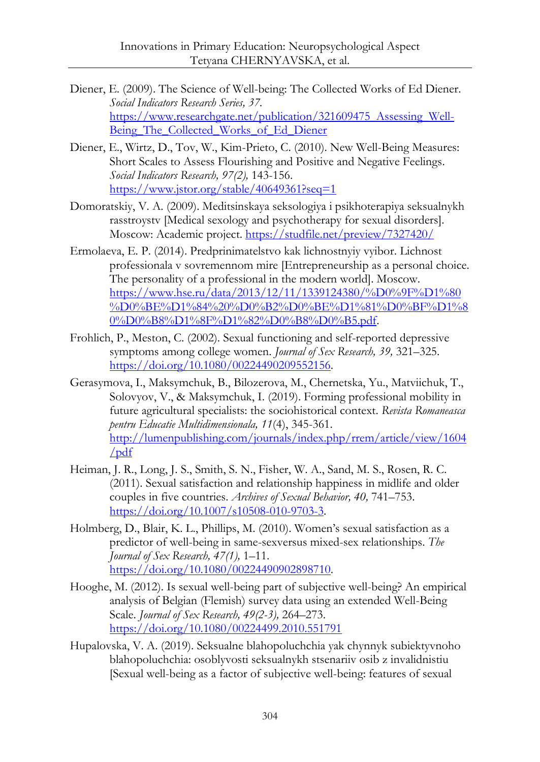Diener, E. (2009). The Science of Well-being: The Collected Works of Ed Diener. *Social Indicators Research Series, 37.* https://www.researchgate.net/publication/321609475_Assessing_Well-Being_The_Collected_Works_of_Ed_Diener

Diener, E., Wirtz, D., Tov, W., Kim-Prieto, C. (2010). New Well-Being Measures: Short Scales to Assess Flourishing and Positive and Negative Feelings. *Social Indicators Research, 97(2),* 143-156. https://www.jstor.org/stable/40649361?seq=1

Domoratskiy, V. A. (2009). Meditsinskaya seksologiya i psikhoterapiya seksualnykh rasstroystv [Medical sexology and psychotherapy for sexual disorders]. Moscow: Academic project. https://studfile.net/preview/7327420/

Ermolaeva, E. P. (2014). Predprinimatelstvo kak lichnostnyiy vyibor. Lichnost professionala v sovremennom mire [Entrepreneurship as a personal choice. The personality of a professional in the modern world]. Moscow. https://www.hse.ru/data/2013/12/11/1339124380/%D0%9F%D1%80%D0%BE%D1%84%20%D0%B2%D0%BE%D1%81%D0%BF%D1%80%D0%B8%D1%8F%D1%82%D0%B8%D0%B5.pdf.

Frohlich, P., Meston, C. (2002). Sexual functioning and self-reported depressive symptoms among college women. *Journal of Sex Research, 39,* 321–325. https://doi.org/10.1080/00224490209552156.

Gerasymova, I., Maksymchuk, B., Bilozerova, M., Chernetska, Yu., Matviichuk, T., Solovyov, V., & Maksymchuk, I. (2019). Forming professional mobility in future agricultural specialists: the sociohistorical context. *Revista Romaneasca pentru Educatie Multidimensionala, 11*(4), 345-361. http://lumenpublishing.com/journals/index.php/rrem/article/view/1604/pdf

Heiman, J. R., Long, J. S., Smith, S. N., Fisher, W. A., Sand, M. S., Rosen, R. C. (2011). Sexual satisfaction and relationship happiness in midlife and older couples in five countries. *Archives of Sexual Behavior, 40,* 741–753. https://doi.org/10.1007/s10508-010-9703-3.

Holmberg, D., Blair, K. L., Phillips, M. (2010). Women's sexual satisfaction as a predictor of well-being in same-sexversus mixed-sex relationships. *The Journal of Sex Research, 47(1),* 1–11. https://doi.org/10.1080/00224490902898710.

Hooghe, M. (2012). Is sexual well-being part of subjective well-being? An empirical analysis of Belgian (Flemish) survey data using an extended Well-Being Scale. *Journal of Sex Research, 49(2-3),* 264–273. https://doi.org/10.1080/00224499.2010.551791

Hupalovska, V. A. (2019). Seksualne blahopoluchchia yak chynnyk subiektyvnoho blahopoluchchia: osoblyvosti seksualnykh stsenariiv osib z invalidnistiu [Sexual well-being as a factor of subjective well-being: features of sexual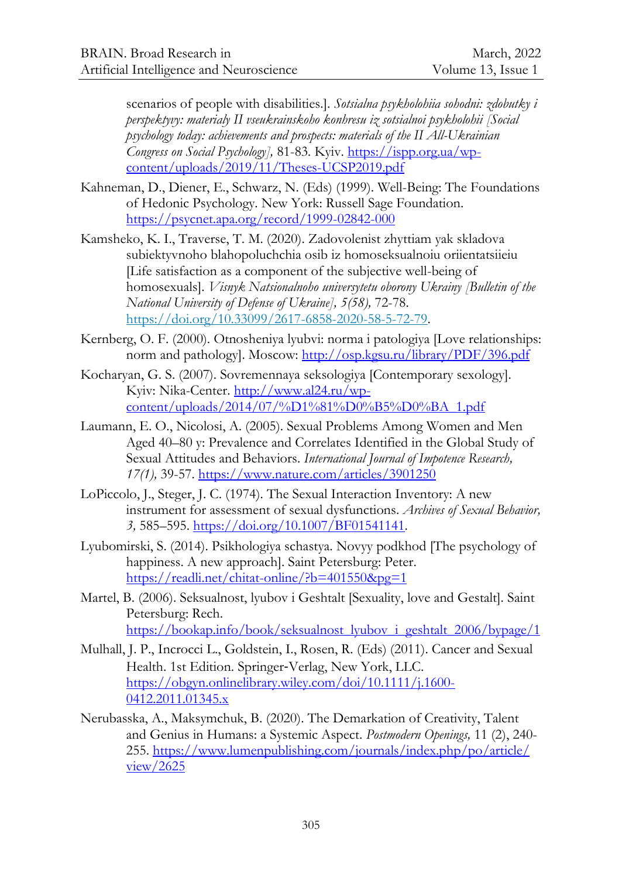scenarios of people with disabilities.]. *Sotsialna psykholohiia sohodni: zdobutky i perspektyvy: materialy II vseukrainskoho konhresu iz sotsialnoi psykholohii [Social psychology today: achievements and prospects: materials of the II All-Ukrainian Congress on Social Psychology],* 81-83. Kyiv. https://ispp.org.ua/wp-content/uploads/2019/11/Theses-UCSP2019.pdf

Kahneman, D., Diener, E., Schwarz, N. (Eds) (1999). Well-Being: The Foundations of Hedonic Psychology. New York: Russell Sage Foundation. https://psycnet.apa.org/record/1999-02842-000

Kamsheko, K. I., Traverse, T. M. (2020). Zadovolenist zhyttiam yak skladova subiektyvnoho blahopoluchchia osib iz homoseksualnoiu oriientatsiieiu [Life satisfaction as a component of the subjective well-being of homosexuals]. *Visnyk Natsionalnoho universytetu oborony Ukrainy [Bulletin of the National University of Defense of Ukraine], 5(58),* 72-78. https://doi.org/10.33099/2617-6858-2020-58-5-72-79.

Kernberg, O. F. (2000). Otnosheniya lyubvi: norma i patologiya [Love relationships: norm and pathology]. Moscow: http://osp.kgsu.ru/library/PDF/396.pdf

Kocharyan, G. S. (2007). Sovremennaya seksologiya [Contemporary sexology]. Kyiv: Nika-Center. http://www.al24.ru/wp-content/uploads/2014/07/%D1%81%D0%B5%D0%BA_1.pdf

Laumann, E. O., Nicolosi, A. (2005). Sexual Problems Among Women and Men Aged 40–80 y: Prevalence and Correlates Identified in the Global Study of Sexual Attitudes and Behaviors. *International Journal of Impotence Research, 17(1),* 39-57. https://www.nature.com/articles/3901250

LoPiccolo, J., Steger, J. C. (1974). The Sexual Interaction Inventory: A new instrument for assessment of sexual dysfunctions. *Archives of Sexual Behavior, 3,* 585–595. https://doi.org/10.1007/BF01541141.

Lyubomirski, S. (2014). Psikhologiya schastya. Novyy podkhod [The psychology of happiness. A new approach]. Saint Petersburg: Peter. https://readli.net/chitat-online/?b=401550&pg=1

Martel, B. (2006). Seksualnost, lyubov i Geshtalt [Sexuality, love and Gestalt]. Saint Petersburg: Rech. https://bookap.info/book/seksualnost_lyubov_i_geshtalt_2006/bypage/1

Mulhall, J. P., Incrocci L., Goldstein, I., Rosen, R. (Eds) (2011). Cancer and Sexual Health. 1st Edition. Springer-Verlag, New York, LLC. https://obgyn.onlinelibrary.wiley.com/doi/10.1111/j.1600-0412.2011.01345.x

Nerubasska, A., Maksymchuk, B. (2020). The Demarkation of Creativity, Talent and Genius in Humans: a Systemic Aspect. *Postmodern Openings,* 11 (2), 240-255. https://www.lumenpublishing.com/journals/index.php/po/article/view/2625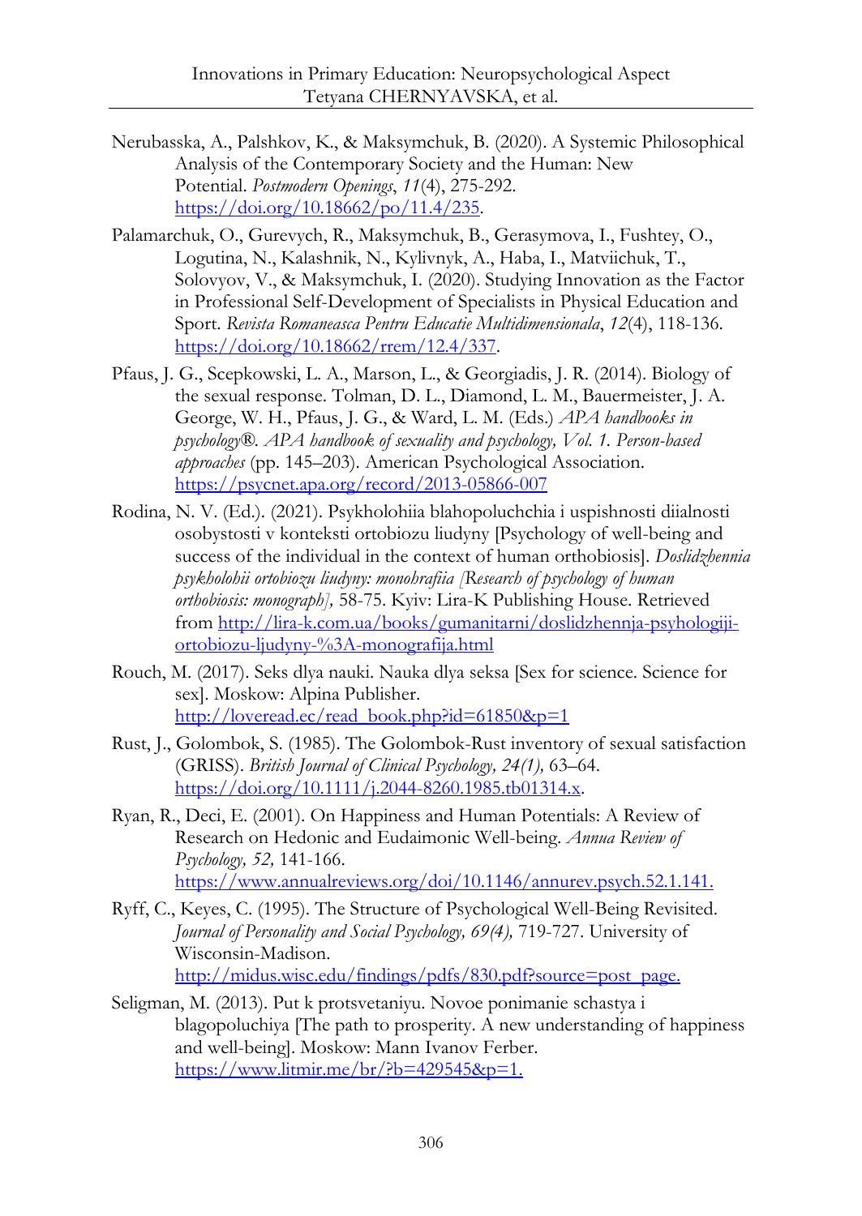Nerubasska, A., Palshkov, K., & Maksymchuk, B. (2020). A Systemic Philosophical Analysis of the Contemporary Society and the Human: New Potential. *Postmodern Openings*, *11*(4), 275-292. https://doi.org/10.18662/po/11.4/235.

Palamarchuk, O., Gurevych, R., Maksymchuk, B., Gerasymova, I., Fushtey, O., Logutina, N., Kalashnik, N., Kylivnyk, A., Haba, I., Matviichuk, T., Solovyov, V., & Maksymchuk, I. (2020). Studying Innovation as the Factor in Professional Self-Development of Specialists in Physical Education and Sport. *Revista Romaneasca Pentru Educatie Multidimensionala*, *12*(4), 118-136. https://doi.org/10.18662/rrem/12.4/337.

Pfaus, J. G., Scepkowski, L. A., Marson, L., & Georgiadis, J. R. (2014). Biology of the sexual response. Tolman, D. L., Diamond, L. M., Bauermeister, J. A. George, W. H., Pfaus, J. G., & Ward, L. M. (Eds.) *APA handbooks in psychology®. APA handbook of sexuality and psychology, Vol. 1. Person-based approaches* (pp. 145–203). American Psychological Association. https://psycnet.apa.org/record/2013-05866-007

Rodina, N. V. (Ed.). (2021). Psykholohiia blahopoluchchia i uspishnosti diialnosti osobystosti v konteksti ortobiozu liudyny [Psychology of well-being and success of the individual in the context of human orthobiosis]. *Doslidzhennia psykholohii ortobiozu liudyny: monohrafiia [Research of psychology of human orthobiosis: monograph],* 58-75. Kyiv: Lira-K Publishing House. Retrieved from http://lira-k.com.ua/books/gumanitarni/doslidzhennja-psyhologiji-ortobiozu-ljudyny-%3A-monografija.html

Rouch, M. (2017). Seks dlya nauki. Nauka dlya seksa [Sex for science. Science for sex]. Moskow: Alpina Publisher. http://loveread.ec/read_book.php?id=61850&p=1

Rust, J., Golombok, S. (1985). The Golombok-Rust inventory of sexual satisfaction (GRISS). *British Journal of Clinical Psychology, 24(1),* 63–64. https://doi.org/10.1111/j.2044-8260.1985.tb01314.x.

Ryan, R., Deci, E. (2001). On Happiness and Human Potentials: A Review of Research on Hedonic and Eudaimonic Well-being. *Annua Review of Psychology, 52,* 141-166. https://www.annualreviews.org/doi/10.1146/annurev.psych.52.1.141.

Ryff, C., Keyes, C. (1995). The Structure of Psychological Well-Being Revisited. *Journal of Personality and Social Psychology, 69(4),* 719-727. University of Wisconsin-Madison. http://midus.wisc.edu/findings/pdfs/830.pdf?source=post_page.

Seligman, M. (2013). Put k protsvetaniyu. Novoe ponimanie schastya i blagopoluchiya [The path to prosperity. A new understanding of happiness and well-being]. Moskow: Mann Ivanov Ferber. https://www.litmir.me/br/?b=429545&p=1.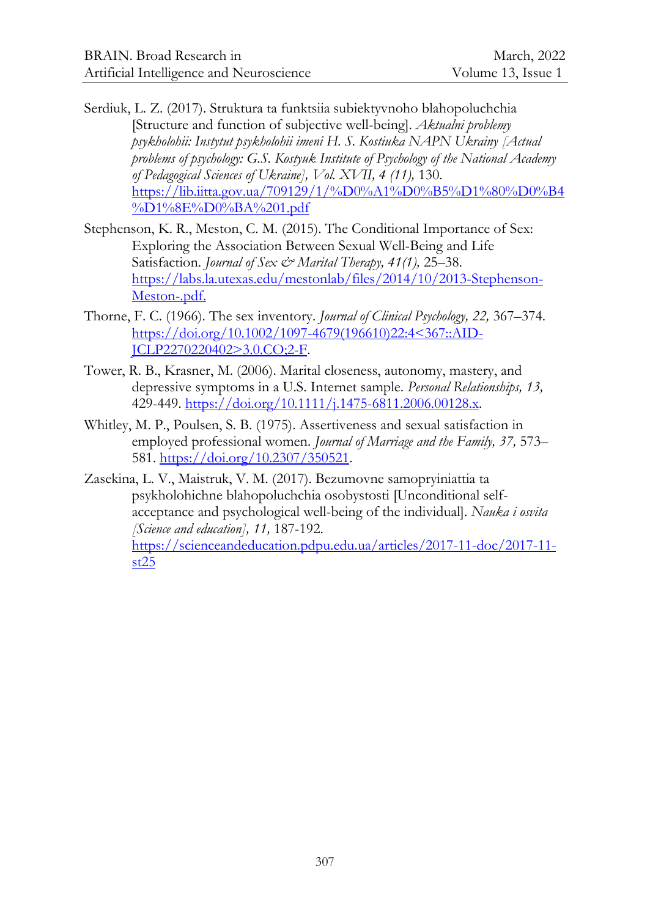Serdiuk, L. Z. (2017). Struktura ta funktsiia subiektyvnoho blahopoluchchia [Structure and function of subjective well-being]. *Aktualni problemy psykholohii: Instytut psykholohii imeni H. S. Kostiuka NAPN Ukrainy [Actual problems of psychology: G.S. Kostyuk Institute of Psychology of the National Academy of Pedagogical Sciences of Ukraine], Vol. XVII, 4 (11),* 130. https://lib.iitta.gov.ua/709129/1/%D0%A1%D0%B5%D1%80%D0%B4%D1%8E%D0%BA%201.pdf

Stephenson, K. R., Meston, C. M. (2015). The Conditional Importance of Sex: Exploring the Association Between Sexual Well-Being and Life Satisfaction. *Journal of Sex & Marital Therapy, 41(1),* 25–38. https://labs.la.utexas.edu/mestonlab/files/2014/10/2013-Stephenson-Meston-.pdf.

Thorne, F. C. (1966). The sex inventory. *Journal of Clinical Psychology, 22,* 367–374. https://doi.org/10.1002/1097-4679(196610)22:4<367::AID-JCLP2270220402>3.0.CO;2-F.

Tower, R. B., Krasner, M. (2006). Marital closeness, autonomy, mastery, and depressive symptoms in a U.S. Internet sample. *Personal Relationships, 13,* 429-449. https://doi.org/10.1111/j.1475-6811.2006.00128.x.

Whitley, M. P., Poulsen, S. B. (1975). Assertiveness and sexual satisfaction in employed professional women. *Journal of Marriage and the Family, 37,* 573–581. https://doi.org/10.2307/350521.

Zasekina, L. V., Maistruk, V. M. (2017). Bezumovne samopryiniattia ta psykholohichne blahopoluchchia osobystosti [Unconditional self-acceptance and psychological well-being of the individual]. *Nauka i osvita [Science and education], 11,* 187-192. https://scienceandeducation.pdpu.edu.ua/articles/2017-11-doc/2017-11-st25